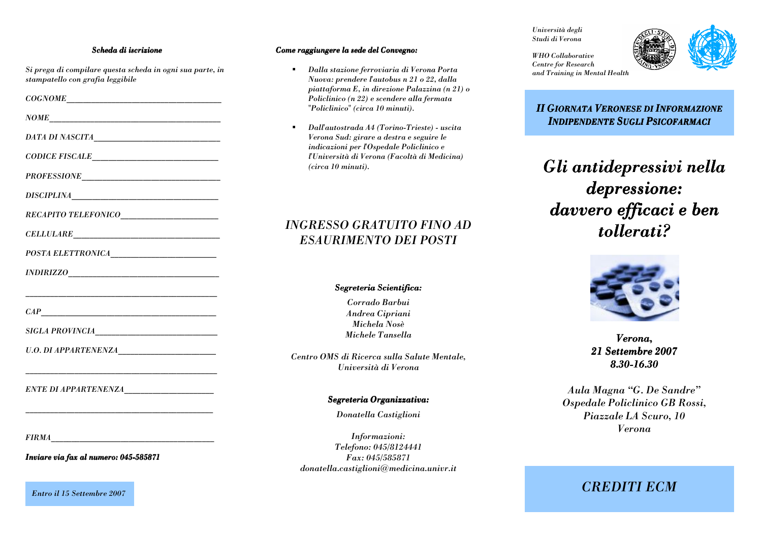### Scheda di iscrizione

*Si prega di compilare questa scheda in ogni sua parte, in stampatello con grafia leggibile*

COGNOME______________________________________

NOME__________________________________________

DATA DI NASCITA_______________________________

CODICE FISCALE_______________________________

PROFESSIONE_________________________________

DISCIPLINA___________________________________

RECAPITO TELEFONICO_______________________

CELLULARE___________________________________

POSTA ELETTRONICA_________________________

INDIRIZZO____________________________________

_____________________________________________

CAP__________________________________________

SIGLA PROVINCIA_____________________________

U.O. DI APPARTENENZA______________________

_____________________________________________

ENTE DI APPARTENENZA_____________________

_____________________________________________

FIRMA________________________________________

**Inviare via fax al numero: 045-585871**

*Entro il 15 Settembre 2007*

### Come raggiungere la sede del Convegno:

- *Dalla stazione ferroviaria di Verona Porta Nuova: prendere l'autobus n 21 o 22, dalla piattaforma E, in direzione Palazzina (n 21) o Policlinico (n 22) e scendere alla fermata "Policlinico" (circa 10 minuti).*
- *Dall'autostrada A4 (Torino-Trieste) - uscita Verona Sud: girare a destra e seguire le indicazioni per l'Ospedale Policlinico e l'Università di Verona (Facoltà di Medicina) (circa 10 minuti).*

## INGRESSO GRATUITO FINO AD ESAURIMENTO DEI POSTI

**Segreteria Scientifica:**

Corrado Barbui
Andrea Cipriani
Michela Nosè
Michele Tansella

*Centro OMS di Ricerca sulla Salute Mentale, Università di Verona*

**Segreteria Organizzativa:**

Donatella Castiglioni

*Informazioni:*
Telefono: 045/8124441
Fax: 045/585871
donatella.castiglioni@medicina.univr.it

*Università degli Studi di Verona*

*WHO Collaborative Centre for Research and Training in Mental Health*

**II GIORNATA VERONESE DI INFORMAZIONE INDIPENDENTE SUGLI PSICOFARMACI**

# Gli antidepressivi nella depressione: davvero efficaci e ben tollerati?

**Verona,**
**21 Settembre 2007**
**8.30-16.30**

*Aula Magna "G. De Sandre"*
*Ospedale Policlinico GB Rossi,*
*Piazzale LA Scuro, 10*
*Verona*

## CREDITI ECM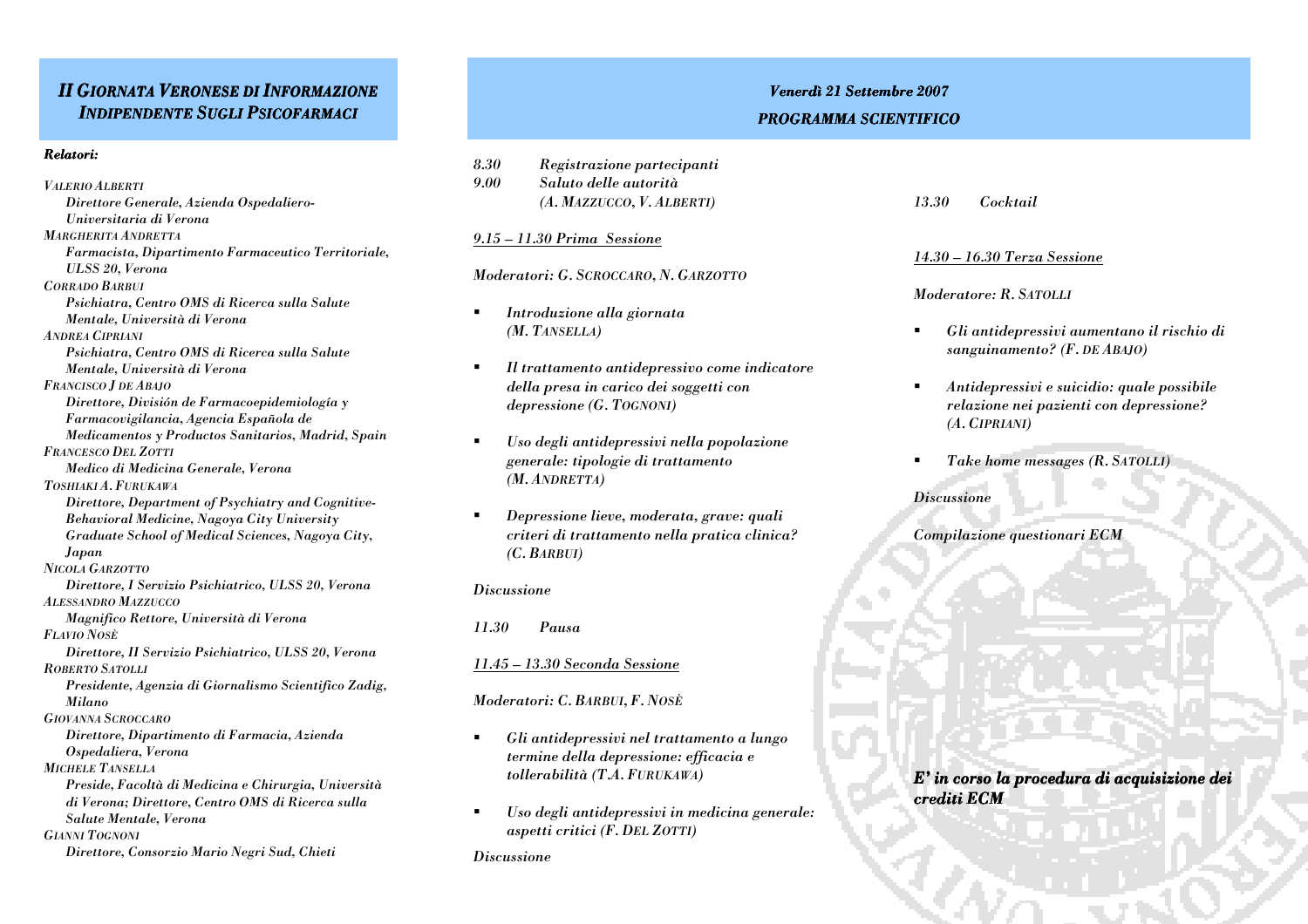## *II Giornata Veronese di Informazione Indipendente Sugli Psicofarmaci*

***Relatori:***

*Valerio Alberti*
*Direttore Generale, Azienda Ospedaliero-Universitaria di Verona*

*Margherita Andretta*
*Farmacista, Dipartimento Farmaceutico Territoriale, ULSS 20, Verona*

*Corrado Barbui*
*Psichiatra, Centro OMS di Ricerca sulla Salute Mentale, Università di Verona*

*Andrea Cipriani*
*Psichiatra, Centro OMS di Ricerca sulla Salute Mentale, Università di Verona*

*Francisco J de Abajo*
*Direttore, División de Farmacoepidemiología y Farmacovigilancia, Agencia Española de Medicamentos y Productos Sanitarios, Madrid, Spain*

*Francesco Del Zotti*
*Medico di Medicina Generale, Verona*

*Toshiaki A. Furukawa*
*Direttore, Department of Psychiatry and Cognitive-Behavioral Medicine, Nagoya City University Graduate School of Medical Sciences, Nagoya City, Japan*

*Nicola Garzotto*
*Direttore, I Servizio Psichiatrico, ULSS 20, Verona*

*Alessandro Mazzucco*
*Magnifico Rettore, Università di Verona*

*Flavio Nosè*
*Direttore, II Servizio Psichiatrico, ULSS 20, Verona*

*Roberto Satolli*
*Presidente, Agenzia di Giornalismo Scientifico Zadig, Milano*

*Giovanna Scroccaro*
*Direttore, Dipartimento di Farmacia, Azienda Ospedaliera, Verona*

*Michele Tansella*
*Preside, Facoltà di Medicina e Chirurgia, Università di Verona; Direttore, Centro OMS di Ricerca sulla Salute Mentale, Verona*

*Gianni Tognoni*
*Direttore, Consorzio Mario Negri Sud, Chieti*

## *Venerdì 21 Settembre 2007*

## *PROGRAMMA SCIENTIFICO*

*8.30 Registrazione partecipanti*

*9.00 Saluto delle autorità*
*(A. Mazzucco, V. Alberti)*

*9.15 – 11.30 Prima Sessione*

*Moderatori: G. Scroccaro, N. Garzotto*

- *Introduzione alla giornata (M. Tansella)*
- *Il trattamento antidepressivo come indicatore della presa in carico dei soggetti con depressione (G. Tognoni)*
- *Uso degli antidepressivi nella popolazione generale: tipologie di trattamento (M. Andretta)*
- *Depressione lieve, moderata, grave: quali criteri di trattamento nella pratica clinica? (C. Barbui)*

*Discussione*

*11.30 Pausa*

*11.45 – 13.30 Seconda Sessione*

*Moderatori: C. Barbui, F. Nosè*

- *Gli antidepressivi nel trattamento a lungo termine della depressione: efficacia e tollerabilità (T.A. Furukawa)*
- *Uso degli antidepressivi in medicina generale: aspetti critici (F. Del Zotti)*

*Discussione*

*13.30 Cocktail*

*14.30 – 16.30 Terza Sessione*

*Moderatore: R. Satolli*

- *Gli antidepressivi aumentano il rischio di sanguinamento? (F. de Abajo)*
- *Antidepressivi e suicidio: quale possibile relazione nei pazienti con depressione? (A. Cipriani)*
- *Take home messages (R. Satolli)*

*Discussione*

*Compilazione questionari ECM*

***E' in corso la procedura di acquisizione dei crediti ECM***